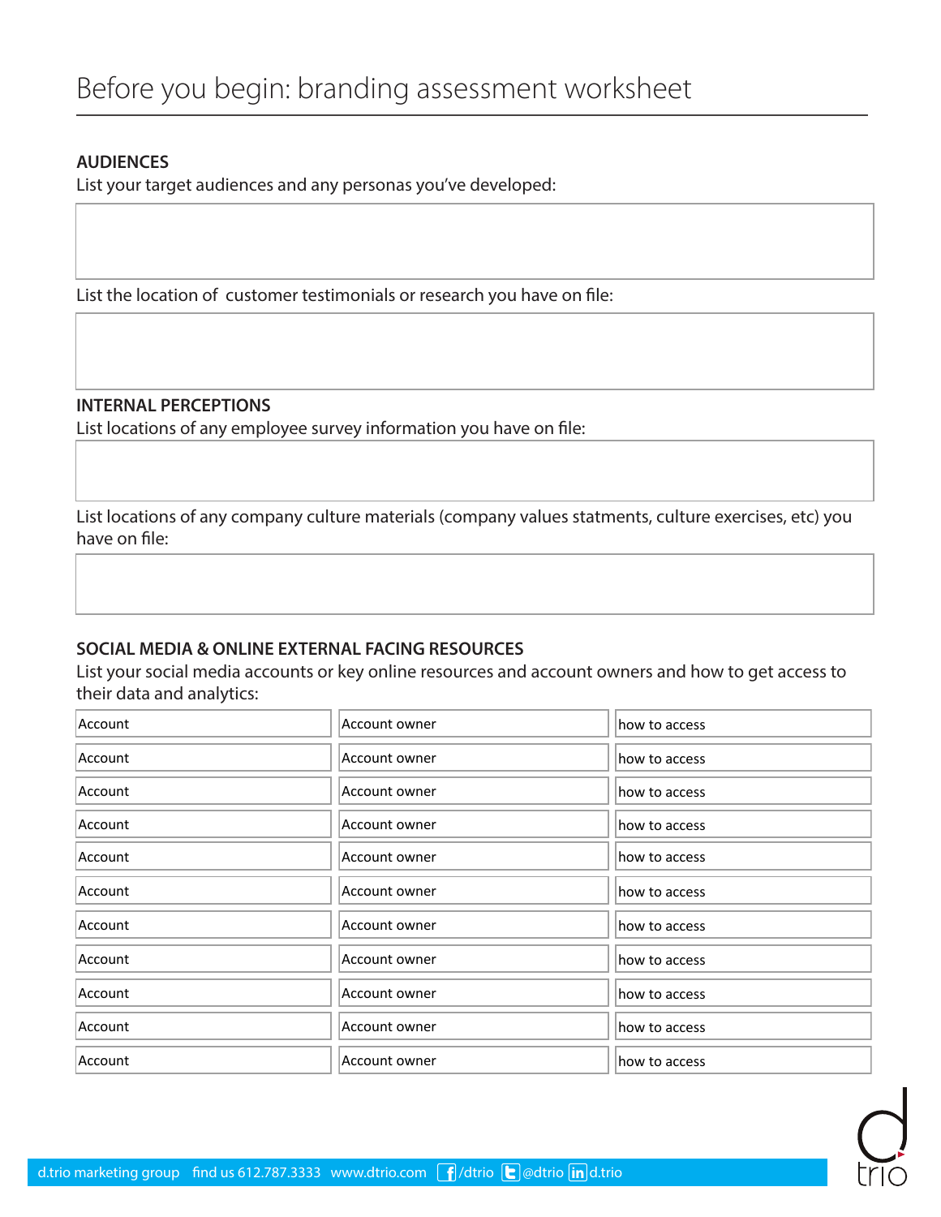# Before you begin: branding assessment worksheet

## AUDIENCES

List your target audiences and any personas you've developed:

List the location of customer testimonials or research you have on file:

## INTERNAL PERCEPTIONS

List locations of any employee survey information you have on file:

List locations of any company culture materials (company values statments, culture exercises, etc) you have on file:

## SOCIAL MEDIA & ONLINE EXTERNAL FACING RESOURCES

List your social media accounts or key online resources and account owners and how to get access to their data and analytics:

| Account | Account owner | how to access |
|---|---|---|
| Account | Account owner | how to access |
| Account | Account owner | how to access |
| Account | Account owner | how to access |
| Account | Account owner | how to access |
| Account | Account owner | how to access |
| Account | Account owner | how to access |
| Account | Account owner | how to access |
| Account | Account owner | how to access |
| Account | Account owner | how to access |
| Account | Account owner | how to access |

d.trio marketing group find us 612.787.3333 www.dtrio.com /dtrio @dtrio d.trio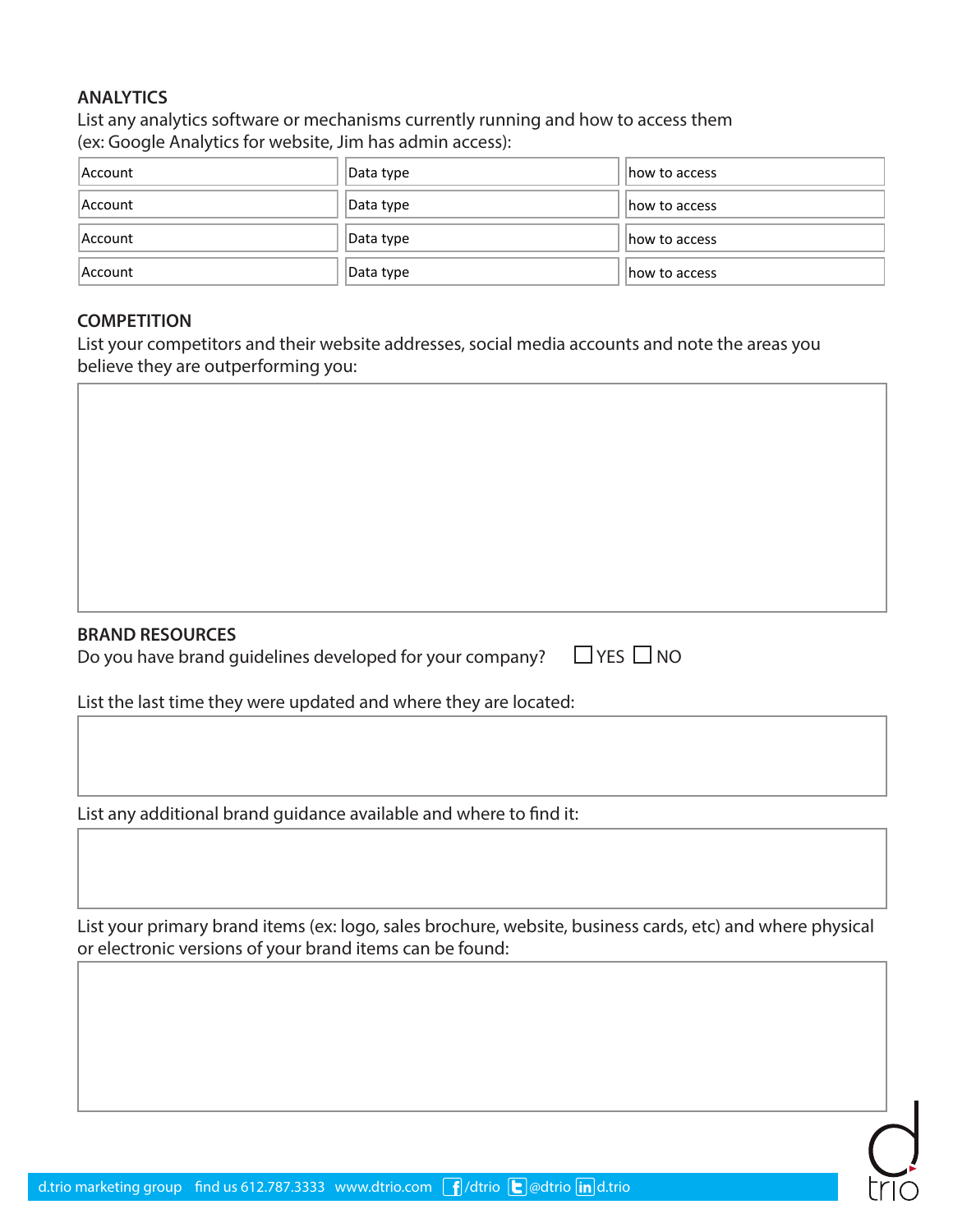## ANALYTICS

List any analytics software or mechanisms currently running and how to access them (ex: Google Analytics for website, Jim has admin access):

| | | |
|---|---|---|
| Account | Data type | how to access |
| Account | Data type | how to access |
| Account | Data type | how to access |
| Account | Data type | how to access |

## COMPETITION

List your competitors and their website addresses, social media accounts and note the areas you believe they are outperforming you:

## BRAND RESOURCES

Do you have brand guidelines developed for your company? ☐ YES ☐ NO

List the last time they were updated and where they are located:

List any additional brand guidance available and where to find it:

List your primary brand items (ex: logo, sales brochure, website, business cards, etc) and where physical or electronic versions of your brand items can be found:

d.trio marketing group find us 612.787.3333 www.dtrio.com /dtrio @dtrio d.trio